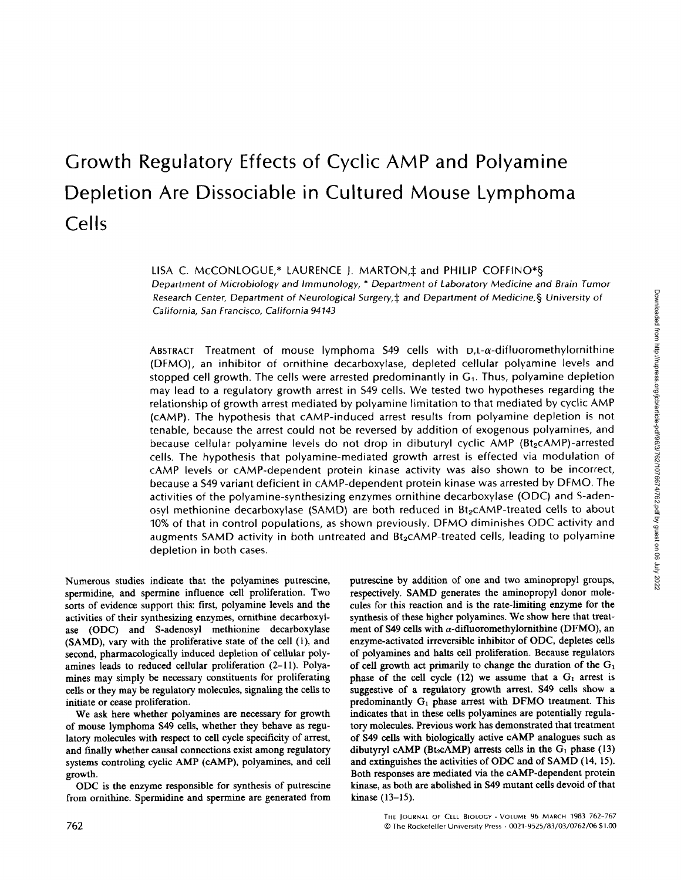# Growth Regulatory Effects of Cyclic AMP and Polyamine Depletion Are Dissociable in Cultured Mouse Lymphoma Cells

LISA C. McCONLOGUE,* LAURENCE J. MARTON,‡ and PHILIP COFFINO*§

Department of Microbiology and Immunology, * Department of Laboratory Medicine and Brain Tumor Research Center, Department of Neurological Surgery,‡ and Department of Medicine,§ University of California, San Francisco, California 94143

ABSTRACT Treatment of mouse lymphoma S49 cells with D,L-$\alpha$-difluoromethylornithine (DFMO), an inhibitor of ornithine decarboxylase, depleted cellular polyamine levels and stopped cell growth. The cells were arrested predominantly in $G_1$. Thus, polyamine depletion may lead to a regulatory growth arrest in S49 cells. We tested two hypotheses regarding the relationship of growth arrest mediated by polyamine limitation to that mediated by cyclic AMP (cAMP). The hypothesis that cAMP-induced arrest results from polyamine depletion is not tenable, because the arrest could not be reversed by addition of exogenous polyamines, and because cellular polyamine levels do not drop in dibuturyl cyclic AMP ($Bt_2$cAMP)-arrested cells. The hypothesis that polyamine-mediated growth arrest is effected via modulation of cAMP levels or cAMP-dependent protein kinase activity was also shown to be incorrect, because a S49 variant deficient in cAMP-dependent protein kinase was arrested by DFMO. The activities of the polyamine-synthesizing enzymes ornithine decarboxylase (ODC) and S-adenosyl methionine decarboxylase (SAMD) are both reduced in $Bt_2$cAMP-treated cells to about 10% of that in control populations, as shown previously. DFMO diminishes ODC activity and augments SAMD activity in both untreated and $Bt_2$cAMP-treated cells, leading to polyamine depletion in both cases.

Numerous studies indicate that the polyamines putrescine, spermidine, and spermine influence cell proliferation. Two sorts of evidence support this: first, polyamine levels and the activities of their synthesizing enzymes, ornithine decarboxylase (ODC) and S-adenosyl methionine decarboxylase (SAMD), vary with the proliferative state of the cell (1), and second, pharmacologically induced depletion of cellular polyamines leads to reduced cellular proliferation (2–11). Polyamines may simply be necessary constituents for proliferating cells or they may be regulatory molecules, signaling the cells to initiate or cease proliferation.

We ask here whether polyamines are necessary for growth of mouse lymphoma S49 cells, whether they behave as regulatory molecules with respect to cell cycle specificity of arrest, and finally whether causal connections exist among regulatory systems controling cyclic AMP (cAMP), polyamines, and cell growth.

ODC is the enzyme responsible for synthesis of putrescine from ornithine. Spermidine and spermine are generated from putrescine by addition of one and two aminopropyl groups, respectively. SAMD generates the aminopropyl donor molecules for this reaction and is the rate-limiting enzyme for the synthesis of these higher polyamines. We show here that treatment of S49 cells with $\alpha$-difluoromethylornithine (DFMO), an enzyme-activated irreversible inhibitor of ODC, depletes cells of polyamines and halts cell proliferation. Because regulators of cell growth act primarily to change the duration of the $G_1$ phase of the cell cycle (12) we assume that a $G_1$ arrest is suggestive of a regulatory growth arrest. S49 cells show a predominantly $G_1$ phase arrest with DFMO treatment. This indicates that in these cells polyamines are potentially regulatory molecules. Previous work has demonstrated that treatment of S49 cells with biologically active cAMP analogues such as dibutyryl cAMP ($Bt_2$cAMP) arrests cells in the $G_1$ phase (13) and extinguishes the activities of ODC and of SAMD (14, 15). Both responses are mediated via the cAMP-dependent protein kinase, as both are abolished in S49 mutant cells devoid of that kinase (13–15).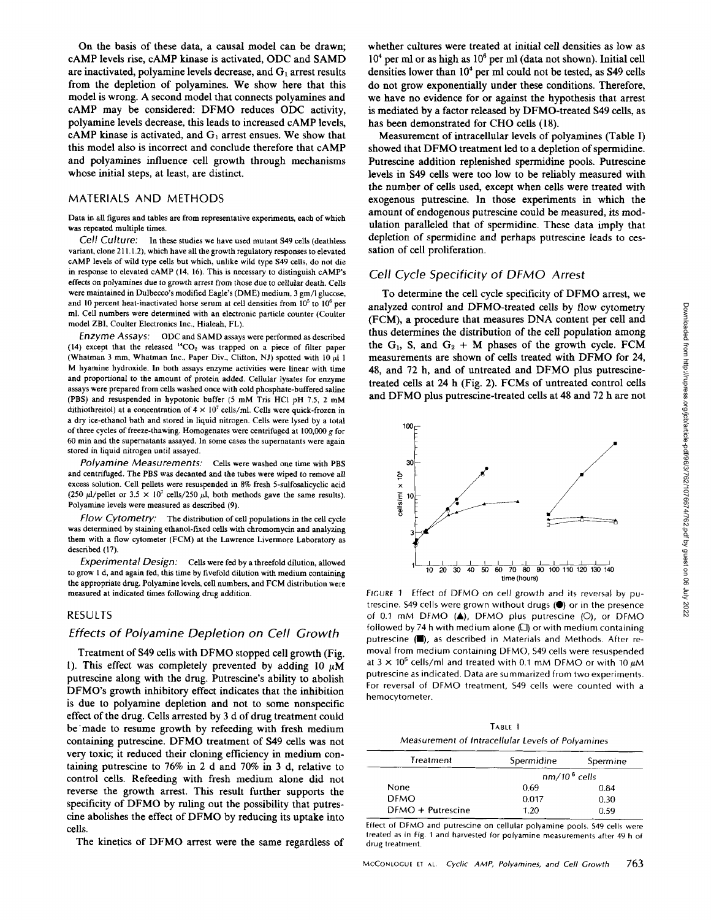On the basis of these data, a causal model can be drawn; cAMP levels rise, cAMP kinase is activated, ODC and SAMD are inactivated, polyamine levels decrease, and $G_1$ arrest results from the depletion of polyamines. We show here that this model is wrong. A second model that connects polyamines and cAMP may be considered: DFMO reduces ODC activity, polyamine levels decrease, this leads to increased cAMP levels, cAMP kinase is activated, and $G_1$ arrest ensues. We show that this model also is incorrect and conclude therefore that cAMP and polyamines influence cell growth through mechanisms whose initial steps, at least, are distinct.

## MATERIALS AND METHODS

Data in all figures and tables are from representative experiments, each of which was repeated multiple times.

*Cell Culture:* In these studies we have used mutant S49 cells (deathless variant, clone 211.1.2), which have all the growth regulatory responses to elevated cAMP levels of wild type cells but which, unlike wild type S49 cells, do not die in response to elevated cAMP (14, 16). This is necessary to distinguish cAMP's effects on polyamines due to growth arrest from those due to cellular death. Cells were maintained in Dulbecco's modified Eagle's (DME) medium, 3 gm/l glucose, and 10 percent heat-inactivated horse serum at cell densities from $10^5$ to $10^6$ per ml. Cell numbers were determined with an electronic particle counter (Coulter model ZBI, Coulter Electronics Inc., Hialeah, FL).

*Enzyme Assays:* ODC and SAMD assays were performed as described (14) except that the released $^{14}CO_2$ was trapped on a piece of filter paper (Whatman 3 mm, Whatman Inc., Paper Div., Clifton, NJ) spotted with 10 μl 1 M hyamine hydroxide. In both assays enzyme activities were linear with time and proportional to the amount of protein added. Cellular lysates for enzyme assays were prepared from cells washed once with cold phosphate-buffered saline (PBS) and resuspended in hypotonic buffer (5 mM Tris HCl pH 7.5, 2 mM dithiothreitol) at a concentration of $4 \times 10^7$ cells/ml. Cells were quick-frozen in a dry ice-ethanol bath and stored in liquid nitrogen. Cells were lysed by a total of three cycles of freeze-thawing. Homogenates were centrifuged at 100,000 *g* for 60 min and the supernatants assayed. In some cases the supernatants were again stored in liquid nitrogen until assayed.

*Polyamine Measurements:* Cells were washed one time with PBS and centrifuged. The PBS was decanted and the tubes were wiped to remove all excess solution. Cell pellets were resuspended in 8% fresh 5-sulfosalicylic acid (250 μl/pellet or $3.5 \times 10^7$ cells/250 μl, both methods gave the same results). Polyamine levels were measured as described (9).

*Flow Cytometry:* The distribution of cell populations in the cell cycle was determined by staining ethanol-fixed cells with chromomycin and analyzing them with a flow cytometer (FCM) at the Lawrence Livermore Laboratory as described (17).

*Experimental Design:* Cells were fed by a threefold dilution, allowed to grow 1 d, and again fed, this time by fivefold dilution with medium containing the appropriate drug. Polyamine levels, cell numbers, and FCM distribution were measured at indicated times following drug addition.

## RESULTS

### Effects of Polyamine Depletion on Cell Growth

Treatment of S49 cells with DFMO stopped cell growth (Fig. 1). This effect was completely prevented by adding 10 μM putrescine along with the drug. Putrescine's ability to abolish DFMO's growth inhibitory effect indicates that the inhibition is due to polyamine depletion and not to some nonspecific effect of the drug. Cells arrested by 3 d of drug treatment could be made to resume growth by refeeding with fresh medium containing putrescine. DFMO treatment of S49 cells was not very toxic; it reduced their cloning efficiency in medium containing putrescine to 76% in 2 d and 70% in 3 d, relative to control cells. Refeeding with fresh medium alone did not reverse the growth arrest. This result further supports the specificity of DFMO by ruling out the possibility that putrescine abolishes the effect of DFMO by reducing its uptake into cells.

The kinetics of DFMO arrest were the same regardless of whether cultures were treated at initial cell densities as low as $10^4$ per ml or as high as $10^6$ per ml (data not shown). Initial cell densities lower than $10^4$ per ml could not be tested, as S49 cells do not grow exponentially under these conditions. Therefore, we have no evidence for or against the hypothesis that arrest is mediated by a factor released by DFMO-treated S49 cells, as has been demonstrated for CHO cells (18).

Measurement of intracellular levels of polyamines (Table I) showed that DFMO treatment led to a depletion of spermidine. Putrescine addition replenished spermidine pools. Putrescine levels in S49 cells were too low to be reliably measured with the number of cells used, except when cells were treated with exogenous putrescine. In those experiments in which the amount of endogenous putrescine could be measured, its modulation paralleled that of spermidine. These data imply that depletion of spermidine and perhaps putrescine leads to cessation of cell proliferation.

### Cell Cycle Specificity of DFMO Arrest

To determine the cell cycle specificity of DFMO arrest, we analyzed control and DFMO-treated cells by flow cytometry (FCM), a procedure that measures DNA content per cell and thus determines the distribution of the cell population among the $G_1$, S, and $G_2$ + M phases of the growth cycle. FCM measurements are shown of cells treated with DFMO for 24, 48, and 72 h, and of untreated and DFMO plus putrescine-treated cells at 24 h (Fig. 2). FCMs of untreated control cells and DFMO plus putrescine-treated cells at 48 and 72 h are not

FIGURE 1 Effect of DFMO on cell growth and its reversal by putrescine. S49 cells were grown without drugs (●) or in the presence of 0.1 mM DFMO (▲), DFMO plus putrescine (○), or DFMO followed by 74 h with medium alone (□) or with medium containing putrescine (■), as described in Materials and Methods. After removal from medium containing DFMO, S49 cells were resuspended at $3 \times 10^5$ cells/ml and treated with 0.1 mM DFMO or with 10 μM putrescine as indicated. Data are summarized from two experiments. For reversal of DFMO treatment, S49 cells were counted with a hemocytometer.

TABLE I
*Measurement of Intracellular Levels of Polyamines*

| Treatment | Spermidine | Spermine |
|---|---|---|
| | nm/$10^6$ cells | |
| None | 0.69 | 0.84 |
| DFMO | 0.017 | 0.30 |
| DFMO + Putrescine | 1.20 | 0.59 |

Effect of DFMO and putrescine on cellular polyamine pools. S49 cells were treated as in Fig. 1 and harvested for polyamine measurements after 49 h of drug treatment.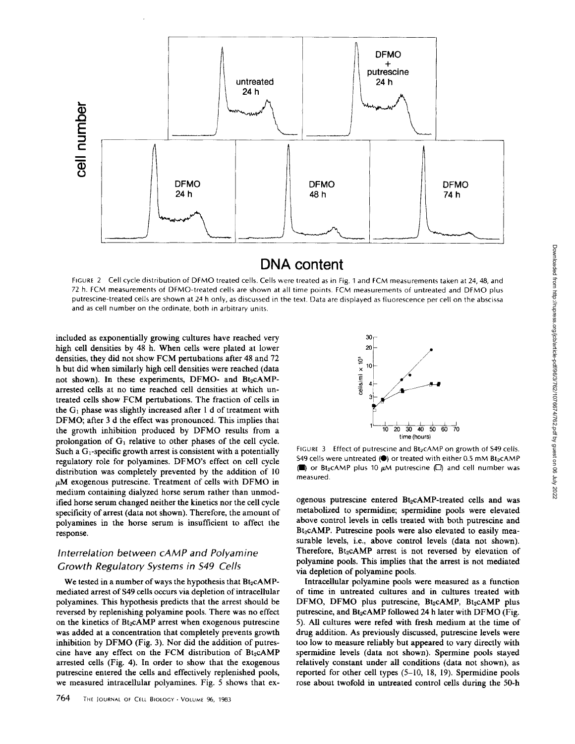FIGURE 2 Cell cycle distribution of DFMO treated cells. Cells were treated as in Fig. 1 and FCM measurements taken at 24, 48, and 72 h. FCM measurements of DFMO-treated cells are shown at all time points. FCM measurements of untreated and DFMO plus putrescine-treated cells are shown at 24 h only, as discussed in the text. Data are displayed as fluorescence per cell on the abscissa and as cell number on the ordinate, both in arbitrary units.

included as exponentially growing cultures have reached very high cell densities by 48 h. When cells were plated at lower densities, they did not show FCM pertubations after 48 and 72 h but did when similarly high cell densities were reached (data not shown). In these experiments, DFMO- and $Bt_2cAMP$-arrested cells at no time reached cell densities at which untreated cells show FCM pertubations. The fraction of cells in the $G_1$ phase was slightly increased after 1 d of treatment with DFMO; after 3 d the effect was pronounced. This implies that the growth inhibition produced by DFMO results from a prolongation of $G_1$ relative to other phases of the cell cycle. Such a $G_1$-specific growth arrest is consistent with a potentially regulatory role for polyamines. DFMO's effect on cell cycle distribution was completely prevented by the addition of 10 $\mu$M exogenous putrescine. Treatment of cells with DFMO in medium containing dialyzed horse serum rather than unmodified horse serum changed neither the kinetics nor the cell cycle specificity of arrest (data not shown). Therefore, the amount of polyamines in the horse serum is insufficient to affect the response.

### *Interrelation between cAMP and Polyamine Growth Regulatory Systems in S49 Cells*

We tested in a number of ways the hypothesis that $Bt_2cAMP$-mediated arrest of S49 cells occurs via depletion of intracellular polyamines. This hypothesis predicts that the arrest should be reversed by replenishing polyamine pools. There was no effect on the kinetics of $Bt_2cAMP$ arrest when exogenous putrescine was added at a concentration that completely prevents growth inhibition by DFMO (Fig. 3). Nor did the addition of putrescine have any effect on the FCM distribution of $Bt_2cAMP$ arrested cells (Fig. 4). In order to show that the exogenous putrescine entered the cells and effectively replenished pools, we measured intracellular polyamines. Fig. 5 shows that exogenous putrescine entered $Bt_2cAMP$-treated cells and was metabolized to spermidine; spermidine pools were elevated above control levels in cells treated with both putrescine and $Bt_2cAMP$. Putrescine pools were also elevated to easily measurable levels, i.e., above control levels (data not shown). Therefore, $Bt_2cAMP$ arrest is not reversed by elevation of polyamine pools. This implies that the arrest is not mediated via depletion of polyamine pools.

FIGURE 3 Effect of putrescine and $Bt_2cAMP$ on growth of S49 cells. S49 cells were untreated (●) or treated with either 0.5 mM $Bt_2cAMP$ (■) or $Bt_2cAMP$ plus 10 $\mu$M putrescine (□) and cell number was measured.

Intracellular polyamine pools were measured as a function of time in untreated cultures and in cultures treated with DFMO, DFMO plus putrescine, $Bt_2cAMP$, $Bt_2cAMP$ plus putrescine, and $Bt_2cAMP$ followed 24 h later with DFMO (Fig. 5). All cultures were refed with fresh medium at the time of drug addition. As previously discussed, putrescine levels were too low to measure reliably but appeared to vary directly with spermidine levels (data not shown). Spermine pools stayed relatively constant under all conditions (data not shown), as reported for other cell types (5–10, 18, 19). Spermidine pools rose about twofold in untreated control cells during the 50-h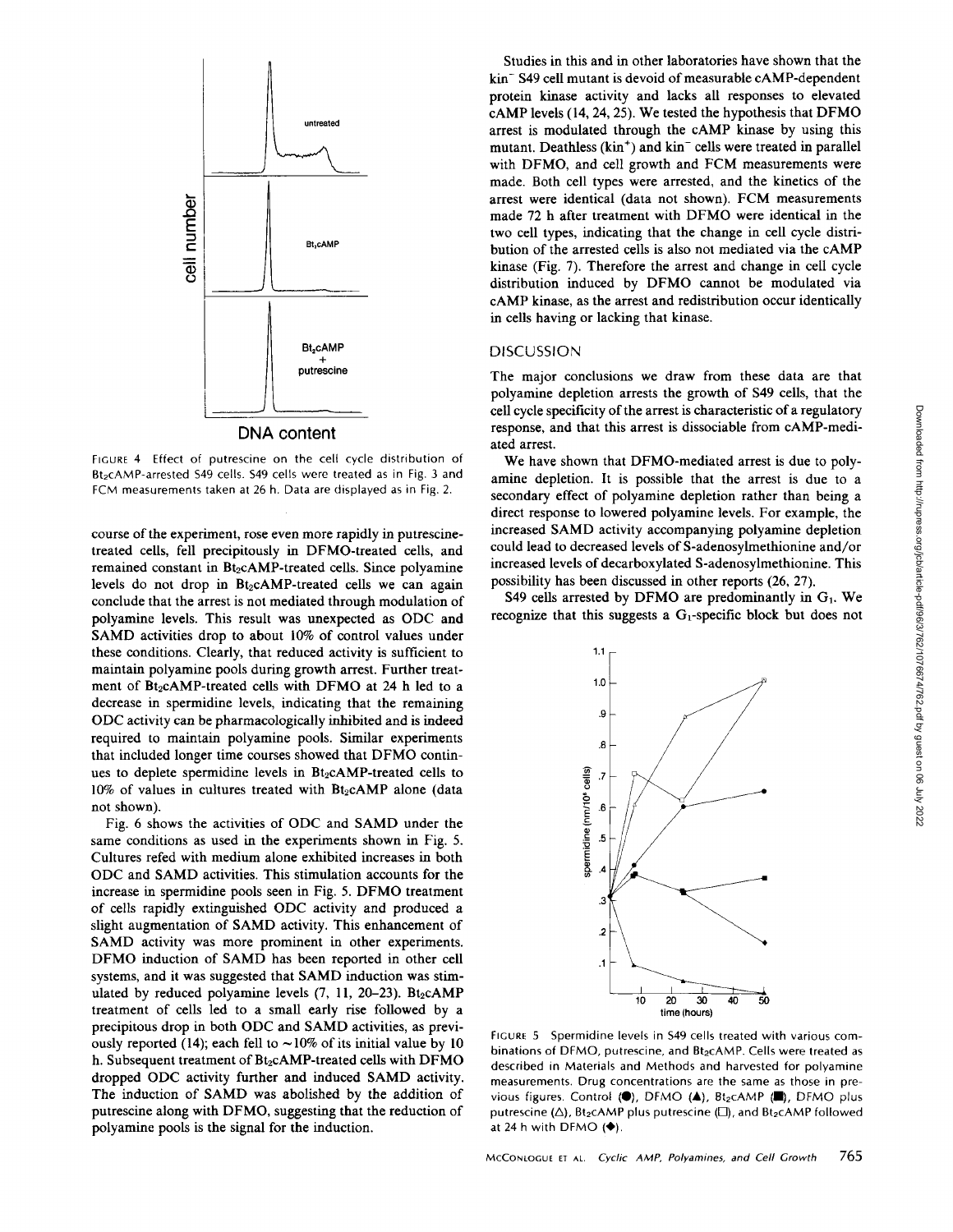FIGURE 4 Effect of putrescine on the cell cycle distribution of $Bt_2cAMP$-arrested S49 cells. S49 cells were treated as in Fig. 3 and FCM measurements taken at 26 h. Data are displayed as in Fig. 2.

course of the experiment, rose even more rapidly in putrescine-treated cells, fell precipitously in DFMO-treated cells, and remained constant in $Bt_2cAMP$-treated cells. Since polyamine levels do not drop in $Bt_2cAMP$-treated cells we can again conclude that the arrest is not mediated through modulation of polyamine levels. This result was unexpected as ODC and SAMD activities drop to about 10% of control values under these conditions. Clearly, that reduced activity is sufficient to maintain polyamine pools during growth arrest. Further treatment of $Bt_2cAMP$-treated cells with DFMO at 24 h led to a decrease in spermidine levels, indicating that the remaining ODC activity can be pharmacologically inhibited and is indeed required to maintain polyamine pools. Similar experiments that included longer time courses showed that DFMO continues to deplete spermidine levels in $Bt_2cAMP$-treated cells to 10% of values in cultures treated with $Bt_2cAMP$ alone (data not shown).

Fig. 6 shows the activities of ODC and SAMD under the same conditions as used in the experiments shown in Fig. 5. Cultures refed with medium alone exhibited increases in both ODC and SAMD activities. This stimulation accounts for the increase in spermidine pools seen in Fig. 5. DFMO treatment of cells rapidly extinguished ODC activity and produced a slight augmentation of SAMD activity. This enhancement of SAMD activity was more prominent in other experiments. DFMO induction of SAMD has been reported in other cell systems, and it was suggested that SAMD induction was stimulated by reduced polyamine levels (7, 11, 20–23). $Bt_2cAMP$ treatment of cells led to a small early rise followed by a precipitous drop in both ODC and SAMD activities, as previously reported (14); each fell to ~10% of its initial value by 10 h. Subsequent treatment of $Bt_2cAMP$-treated cells with DFMO dropped ODC activity further and induced SAMD activity. The induction of SAMD was abolished by the addition of putrescine along with DFMO, suggesting that the reduction of polyamine pools is the signal for the induction.

Studies in this and in other laboratories have shown that the $kin^-$ S49 cell mutant is devoid of measurable cAMP-dependent protein kinase activity and lacks all responses to elevated cAMP levels (14, 24, 25). We tested the hypothesis that DFMO arrest is modulated through the cAMP kinase by using this mutant. Deathless ($kin^+$) and $kin^-$ cells were treated in parallel with DFMO, and cell growth and FCM measurements were made. Both cell types were arrested, and the kinetics of the arrest were identical (data not shown). FCM measurements made 72 h after treatment with DFMO were identical in the two cell types, indicating that the change in cell cycle distribution of the arrested cells is also not mediated via the cAMP kinase (Fig. 7). Therefore the arrest and change in cell cycle distribution induced by DFMO cannot be modulated via cAMP kinase, as the arrest and redistribution occur identically in cells having or lacking that kinase.

## DISCUSSION

The major conclusions we draw from these data are that polyamine depletion arrests the growth of S49 cells, that the cell cycle specificity of the arrest is characteristic of a regulatory response, and that this arrest is dissociable from cAMP-mediated arrest.

We have shown that DFMO-mediated arrest is due to polyamine depletion. It is possible that the arrest is due to a secondary effect of polyamine depletion rather than being a direct response to lowered polyamine levels. For example, the increased SAMD activity accompanying polyamine depletion could lead to decreased levels of S-adenosylmethionine and/or increased levels of decarboxylated S-adenosylmethionine. This possibility has been discussed in other reports (26, 27).

S49 cells arrested by DFMO are predominantly in $G_1$. We recognize that this suggests a $G_1$-specific block but does not

FIGURE 5 Spermidine levels in S49 cells treated with various combinations of DFMO, putrescine, and $Bt_2cAMP$. Cells were treated as described in Materials and Methods and harvested for polyamine measurements. Drug concentrations are the same as those in previous figures. Control (●), DFMO (▲), $Bt_2cAMP$ (■), DFMO plus putrescine (△), $Bt_2cAMP$ plus putrescine (□), and $Bt_2cAMP$ followed at 24 h with DFMO (◆).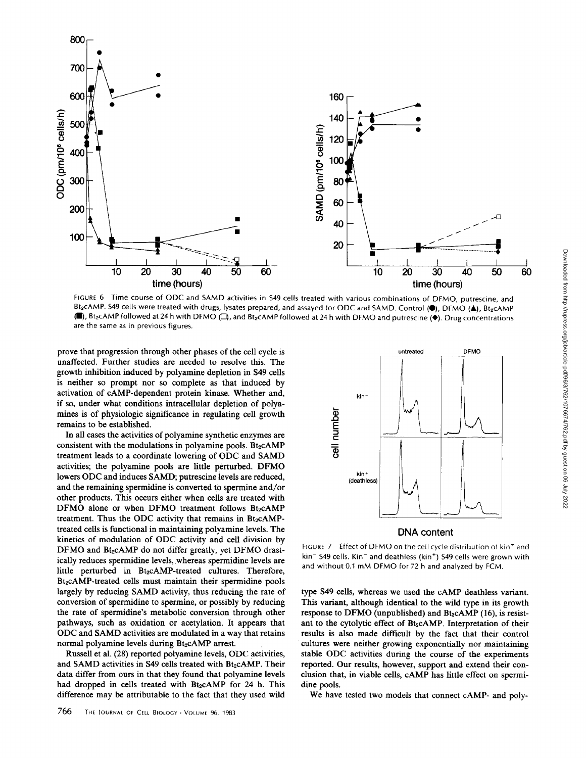FIGURE 6 Time course of ODC and SAMD activities in S49 cells treated with various combinations of DFMO, putrescine, and $Bt_2cAMP$. S49 cells were treated with drugs, lysates prepared, and assayed for ODC and SAMD. Control (●), DFMO (▲), $Bt_2cAMP$ (■), $Bt_2cAMP$ followed at 24 h with DFMO (□), and $Bt_2cAMP$ followed at 24 h with DFMO and putrescine (◆). Drug concentrations are the same as in previous figures.

prove that progression through other phases of the cell cycle is unaffected. Further studies are needed to resolve this. The growth inhibition induced by polyamine depletion in S49 cells is neither so prompt nor so complete as that induced by activation of cAMP-dependent protein kinase. Whether and, if so, under what conditions intracellular depletion of polyamines is of physiologic significance in regulating cell growth remains to be established.

In all cases the activities of polyamine synthetic enzymes are consistent with the modulations in polyamine pools. $Bt_2cAMP$ treatment leads to a coordinate lowering of ODC and SAMD activities; the polyamine pools are little perturbed. DFMO lowers ODC and induces SAMD; putrescine levels are reduced, and the remaining spermidine is converted to spermine and/or other products. This occurs either when cells are treated with DFMO alone or when DFMO treatment follows $Bt_2cAMP$ treatment. Thus the ODC activity that remains in $Bt_2cAMP$-treated cells is functional in maintaining polyamine levels. The kinetics of modulation of ODC activity and cell division by DFMO and $Bt_2cAMP$ do not differ greatly, yet DFMO drastically reduces spermidine levels, whereas spermidine levels are little perturbed in $Bt_2cAMP$-treated cultures. Therefore, $Bt_2cAMP$-treated cells must maintain their spermidine pools largely by reducing SAMD activity, thus reducing the rate of conversion of spermidine to spermine, or possibly by reducing the rate of spermidine's metabolic conversion through other pathways, such as oxidation or acetylation. It appears that ODC and SAMD activities are modulated in a way that retains normal polyamine levels during $Bt_2cAMP$ arrest.

Russell et al. (28) reported polyamine levels, ODC activities, and SAMD activities in S49 cells treated with $Bt_2cAMP$. Their data differ from ours in that they found that polyamine levels had dropped in cells treated with $Bt_2cAMP$ for 24 h. This difference may be attributable to the fact that they used wild type S49 cells, whereas we used the cAMP deathless variant. This variant, although identical to the wild type in its growth response to DFMO (unpublished) and $Bt_2cAMP$ (16), is resistant to the cytolytic effect of $Bt_2cAMP$. Interpretation of their results is also made difficult by the fact that their control cultures were neither growing exponentially nor maintaining stable ODC activities during the course of the experiments reported. Our results, however, support and extend their conclusion that, in viable cells, cAMP has little effect on spermidine pools.

FIGURE 7 Effect of DFMO on the cell cycle distribution of $kin^+$ and $kin^-$ S49 cells. $Kin^-$ and deathless ($kin^+$) S49 cells were grown with and without 0.1 mM DFMO for 72 h and analyzed by FCM.

We have tested two models that connect cAMP- and poly-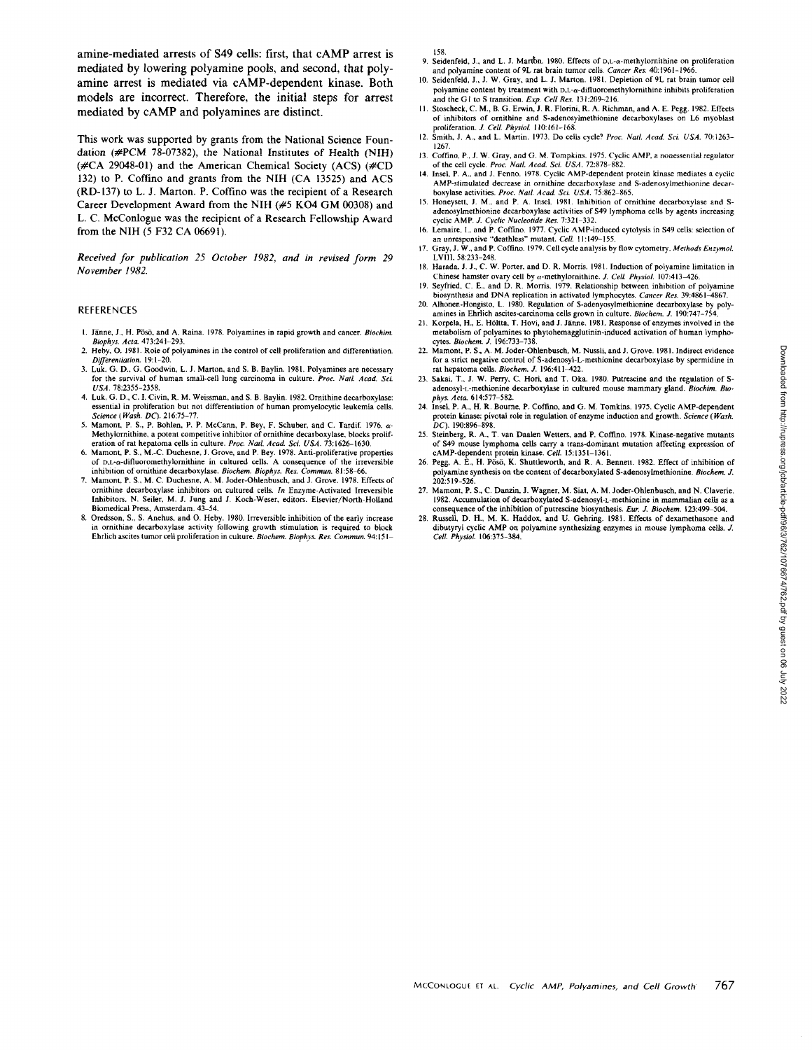amine-mediated arrests of S49 cells: first, that cAMP arrest is mediated by lowering polyamine pools, and second, that polyamine arrest is mediated via cAMP-dependent kinase. Both models are incorrect. Therefore, the initial steps for arrest mediated by cAMP and polyamines are distinct.

This work was supported by grants from the National Science Foundation (#PCM 78-07382), the National Institutes of Health (NIH) (#CA 29048-01) and the American Chemical Society (ACS) (#CD 132) to P. Coffino and grants from the NIH (CA 13525) and ACS (RD-137) to L. J. Marton. P. Coffino was the recipient of a Research Career Development Award from the NIH (#5 KO4 GM 00308) and L. C. McConlogue was the recipient of a Research Fellowship Award from the NIH (5 F32 CA 06691).

*Received for publication 25 October 1982, and in revised form 29 November 1982.*

## REFERENCES

1. Jänne, J., H. Pösö, and A. Raina. 1978. Polyamines in rapid growth and cancer. *Biochim. Biophys. Acta.* 473:241–293.
2. Heby, O. 1981. Role of polyamines in the control of cell proliferation and differentiation. *Differentiation.* 19:1–20.
3. Luk, G. D., G. Goodwin, L. J. Marton, and S. B. Baylin. 1981. Polyamines are necessary for the survival of human small-cell lung carcinoma in culture. *Proc. Natl. Acad. Sci. USA.* 78:2355–2358.
4. Luk, G. D., C. I. Civin, R. M. Weissman, and S. B. Baylin. 1982. Ornithine decarboxylase: essential in proliferation but not differentiation of human promyelocytic leukemia cells. *Science (Wash. DC).* 216:75–77.
5. Mamont, P. S., P. Bohlen, P. P. McCann, P. Bey, F. Schuber, and C. Tardif. 1976. α-Methylornithine, a potent competitive inhibitor of ornithine decarboxylase, blocks proliferation of rat hepatoma cells in culture. *Proc. Natl. Acad. Sci. USA.* 73:1626–1630.
6. Mamont, P. S., M.-C. Duchesne, J. Grove, and P. Bey. 1978. Anti-proliferative properties of D,L-α-difluoromethylornithine in cultured cells. A consequence of the irreversible inhibition of ornithine decarboxylase. *Biochem. Biophys. Res. Commun.* 81:58–66.
7. Mamont, P. S., M. C. Duchesne, A. M. Joder-Ohlenbusch, and J. Grove. 1978. Effects of ornithine decarboxylase inhibitors on cultured cells. *In* Enzyme-Activated Irreversible Inhibitors. N. Seiler, M. J. Jung and J. Koch-Weser, editors. Elsevier/North-Holland Biomedical Press, Amsterdam. 43–54.
8. Oredsson, S., S. Anehus, and O. Heby. 1980. Irreversible inhibition of the early increase in ornithine decarboxylase activity following growth stimulation is required to block Ehrlich ascites tumor cell proliferation in culture. *Biochem. Biophys. Res. Commun.* 94:151–158.
9. Seidenfeld, J., and L. J. Marton. 1980. Effects of D,L-α-methylornithine on proliferation and polyamine content of 9L rat brain tumor cells. *Cancer Res.* 40:1961–1966.
10. Seidenfeld, J., J. W. Gray, and L. J. Marton. 1981. Depletion of 9L rat brain tumor cell polyamine content by treatment with D,L-α-difluoromethylornithine inhibits proliferation and the G1 to S transition. *Exp. Cell Res.* 131:209–216.
11. Stoscheck, C. M., B. G. Erwin, J. R. Florini, R. A. Richman, and A. E. Pegg. 1982. Effects of inhibitors of ornithine and S-adenosylmethionine decarboxylases on L6 myoblast proliferation. *J. Cell. Physiol.* 110:161–168.
12. Smith, J. A., and L. Martin. 1973. Do cells cycle? *Proc. Natl. Acad. Sci. USA.* 70:1263–1267.
13. Coffino, P., J. W. Gray, and G. M. Tompkins. 1975. Cyclic AMP, a nonessential regulator of the cell cycle. *Proc. Natl. Acad. Sci. USA.* 72:878–882.
14. Insel, P. A., and J. Fenno. 1978. Cyclic AMP-dependent protein kinase mediates a cyclic AMP-stimulated decrease in ornithine decarboxylase and S-adenosylmethionine decarboxylase activities. *Proc. Natl. Acad. Sci. USA.* 75:862–865.
15. Honeysett, J. M., and P. A. Insel. 1981. Inhibition of ornithine decarboxylase and S-adenosylmethionine decarboxylase activities of S49 lymphoma cells by agents increasing cyclic AMP. *J. Cyclic Nucleotide Res.* 7:321–332.
16. Lemaire, I., and P. Coffino. 1977. Cyclic AMP-induced cytolysis in S49 cells: selection of an unresponsive "deathless" mutant. *Cell.* 11:149–155.
17. Gray, J. W., and P. Coffino. 1979. Cell cycle analysis by flow cytometry. *Methods Enzymol.* LVIII, 58:233–248.
18. Harada, J. J., C. W. Porter, and D. R. Morris. 1981. Induction of polyamine limitation in Chinese hamster ovary cell by α-methylornithine. *J. Cell. Physiol.* 107:413–426.
19. Seyfried, C. E., and D. R. Morris. 1979. Relationship between inhibition of polyamine biosynthesis and DNA replication in activated lymphocytes. *Cancer Res.* 39:4861–4867.
20. Alhonen-Hongisto, L. 1980. Regulation of S-adenyosylmethionine decarboxylase by polyamines in Ehrlich ascites-carcinoma cells grown in culture. *Biochem. J.* 190:747–754.
21. Korpela, H., E. Hölttä, T. Hovi, and J. Jänne. 1981. Response of enzymes involved in the metabolism of polyamines to phytohemagglutinin-induced activation of human lymphocytes. *Biochem. J.* 196:733–738.
22. Mamont, P. S., A. M. Joder-Ohlenbusch, M. Nussli, and J. Grove. 1981. Indirect evidence for a strict negative control of S-adenosyl-L-methionine decarboxylase by spermidine in rat hepatoma cells. *Biochem. J.* 196:411–422.
23. Sakai, T., J. W. Perry, C. Hori, and T. Oka. 1980. Putrescine and the regulation of S-adenosyl-L-methionine decarboxylase in cultured mouse mammary gland. *Biochim. Biophys. Acta.* 614:577–582.
24. Insel, P. A., H. R. Bourne, P. Coffino, and G. M. Tomkins. 1975. Cyclic AMP-dependent protein kinase: pivotal role in regulation of enzyme induction and growth. *Science (Wash. DC).* 190:896–898.
25. Steinberg, R. A., T. van Daalen Wetters, and P. Coffino. 1978. Kinase-negative mutants of S49 mouse lymphoma cells carry a trans-dominant mutation affecting expression of cAMP-dependent protein kinase. *Cell.* 15:1351–1361.
26. Pegg, A. E., H. Pösö, K. Shuttleworth, and R. A. Bennett. 1982. Effect of inhibition of polyamine synthesis on the content of decarboxylated S-adenosylmethionine. *Biochem. J.* 202:519–526.
27. Mamont, P. S., C. Danzin, J. Wagner, M. Siat, A. M. Joder-Ohlenbusch, and N. Claverie. 1982. Accumulation of decarboxylated S-adenosyl-L-methionine in mammalian cells as a consequence of the inhibition of putrescine biosynthesis. *Eur. J. Biochem.* 123:499–504.
28. Russell, D. H., M. K. Haddox, and U. Gehring. 1981. Effects of dexamethasone and dibutyryl cyclic AMP on polyamine synthesizing enzymes in mouse lymphoma cells. *J. Cell. Physiol.* 106:375–384.